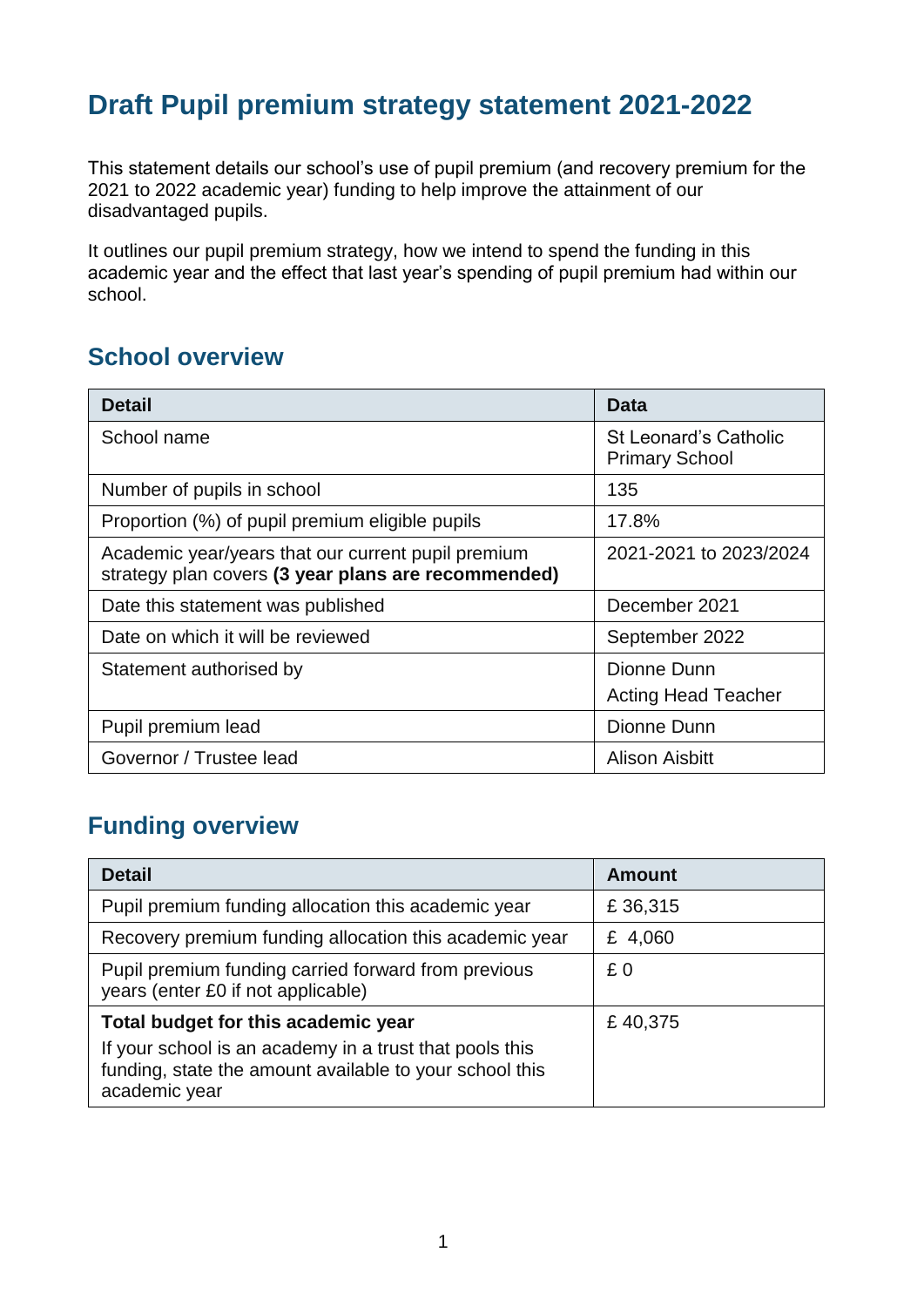# Draft Pupil premium strategy statement 2021-2022

This statement details our school's use of pupil premium (and recovery premium for the 2021 to 2022 academic year) funding to help improve the attainment of our disadvantaged pupils.

It outlines our pupil premium strategy, how we intend to spend the funding in this academic year and the effect that last year's spending of pupil premium had within our school.

## School overview

| Detail | Data |
|---|---|
| School name | St Leonard's Catholic Primary School |
| Number of pupils in school | 135 |
| Proportion (%) of pupil premium eligible pupils | 17.8% |
| Academic year/years that our current pupil premium strategy plan covers **(3 year plans are recommended)** | 2021-2021 to 2023/2024 |
| Date this statement was published | December 2021 |
| Date on which it will be reviewed | September 2022 |
| Statement authorised by | Dionne Dunn<br>Acting Head Teacher |
| Pupil premium lead | Dionne Dunn |
| Governor / Trustee lead | Alison Aisbitt |

## Funding overview

| Detail | Amount |
|---|---|
| Pupil premium funding allocation this academic year | £ 36,315 |
| Recovery premium funding allocation this academic year | £ 4,060 |
| Pupil premium funding carried forward from previous years (enter £0 if not applicable) | £ 0 |
| **Total budget for this academic year**<br>If your school is an academy in a trust that pools this funding, state the amount available to your school this academic year | £ 40,375 |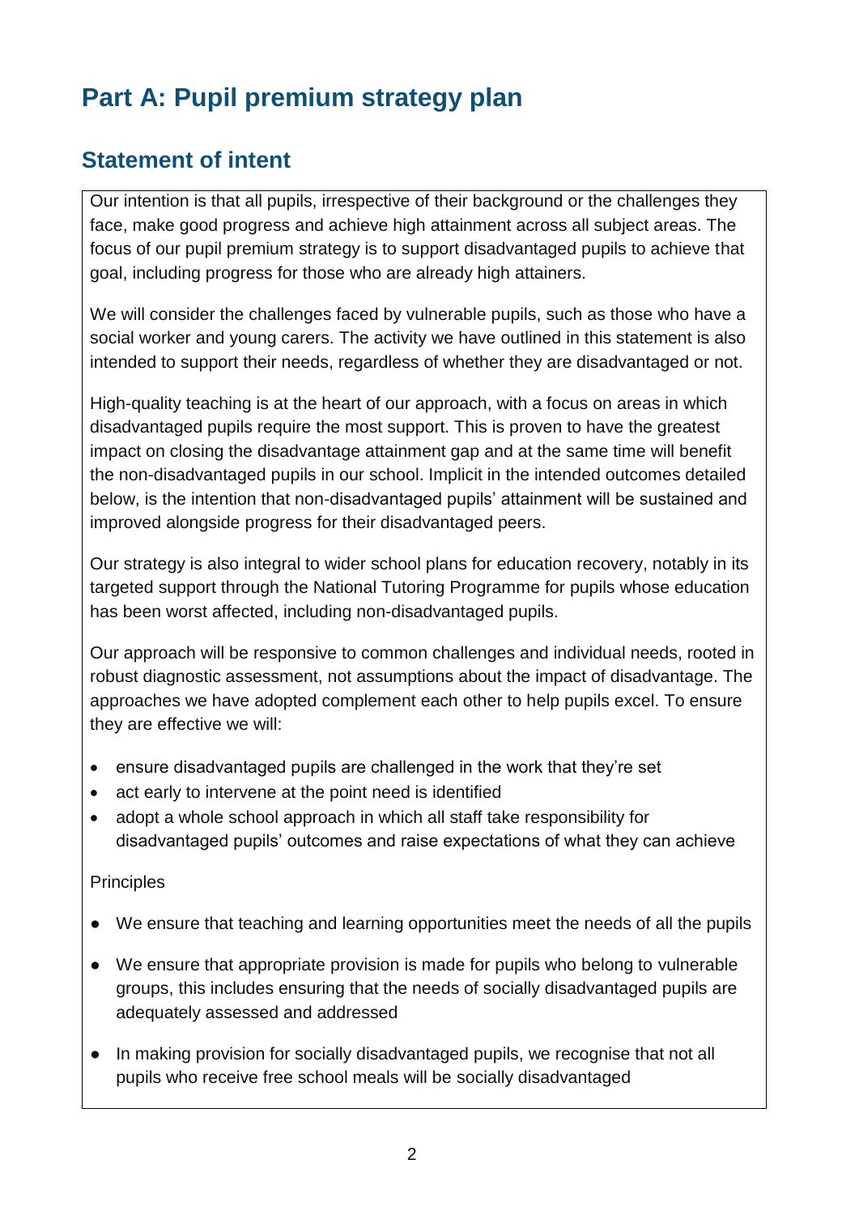# Part A: Pupil premium strategy plan

## Statement of intent

Our intention is that all pupils, irrespective of their background or the challenges they face, make good progress and achieve high attainment across all subject areas. The focus of our pupil premium strategy is to support disadvantaged pupils to achieve that goal, including progress for those who are already high attainers.

We will consider the challenges faced by vulnerable pupils, such as those who have a social worker and young carers. The activity we have outlined in this statement is also intended to support their needs, regardless of whether they are disadvantaged or not.

High-quality teaching is at the heart of our approach, with a focus on areas in which disadvantaged pupils require the most support. This is proven to have the greatest impact on closing the disadvantage attainment gap and at the same time will benefit the non-disadvantaged pupils in our school. Implicit in the intended outcomes detailed below, is the intention that non-disadvantaged pupils' attainment will be sustained and improved alongside progress for their disadvantaged peers.

Our strategy is also integral to wider school plans for education recovery, notably in its targeted support through the National Tutoring Programme for pupils whose education has been worst affected, including non-disadvantaged pupils.

Our approach will be responsive to common challenges and individual needs, rooted in robust diagnostic assessment, not assumptions about the impact of disadvantage. The approaches we have adopted complement each other to help pupils excel. To ensure they are effective we will:

- ensure disadvantaged pupils are challenged in the work that they're set
- act early to intervene at the point need is identified
- adopt a whole school approach in which all staff take responsibility for disadvantaged pupils' outcomes and raise expectations of what they can achieve

Principles

- We ensure that teaching and learning opportunities meet the needs of all the pupils
- We ensure that appropriate provision is made for pupils who belong to vulnerable groups, this includes ensuring that the needs of socially disadvantaged pupils are adequately assessed and addressed
- In making provision for socially disadvantaged pupils, we recognise that not all pupils who receive free school meals will be socially disadvantaged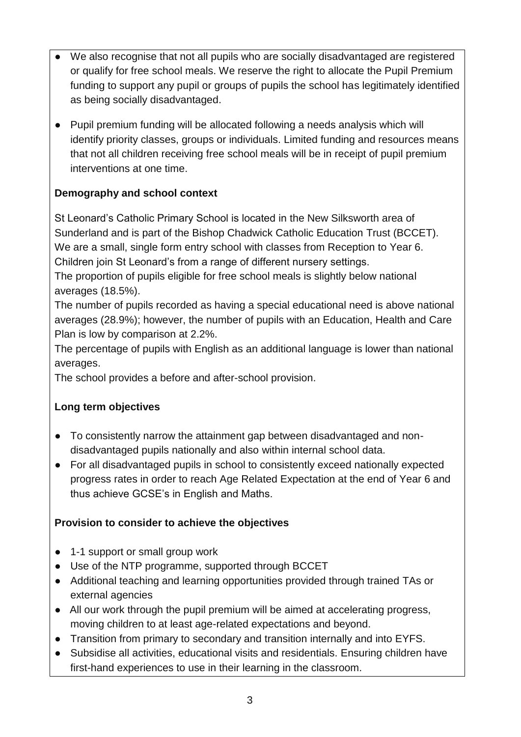- We also recognise that not all pupils who are socially disadvantaged are registered or qualify for free school meals. We reserve the right to allocate the Pupil Premium funding to support any pupil or groups of pupils the school has legitimately identified as being socially disadvantaged.
- Pupil premium funding will be allocated following a needs analysis which will identify priority classes, groups or individuals. Limited funding and resources means that not all children receiving free school meals will be in receipt of pupil premium interventions at one time.

**Demography and school context**

St Leonard's Catholic Primary School is located in the New Silksworth area of Sunderland and is part of the Bishop Chadwick Catholic Education Trust (BCCET). We are a small, single form entry school with classes from Reception to Year 6. Children join St Leonard's from a range of different nursery settings.
The proportion of pupils eligible for free school meals is slightly below national averages (18.5%).
The number of pupils recorded as having a special educational need is above national averages (28.9%); however, the number of pupils with an Education, Health and Care Plan is low by comparison at 2.2%.
The percentage of pupils with English as an additional language is lower than national averages.
The school provides a before and after-school provision.

**Long term objectives**

- To consistently narrow the attainment gap between disadvantaged and non-disadvantaged pupils nationally and also within internal school data.
- For all disadvantaged pupils in school to consistently exceed nationally expected progress rates in order to reach Age Related Expectation at the end of Year 6 and thus achieve GCSE's in English and Maths.

**Provision to consider to achieve the objectives**

- 1-1 support or small group work
- Use of the NTP programme, supported through BCCET
- Additional teaching and learning opportunities provided through trained TAs or external agencies
- All our work through the pupil premium will be aimed at accelerating progress, moving children to at least age-related expectations and beyond.
- Transition from primary to secondary and transition internally and into EYFS.
- Subsidise all activities, educational visits and residentials. Ensuring children have first-hand experiences to use in their learning in the classroom.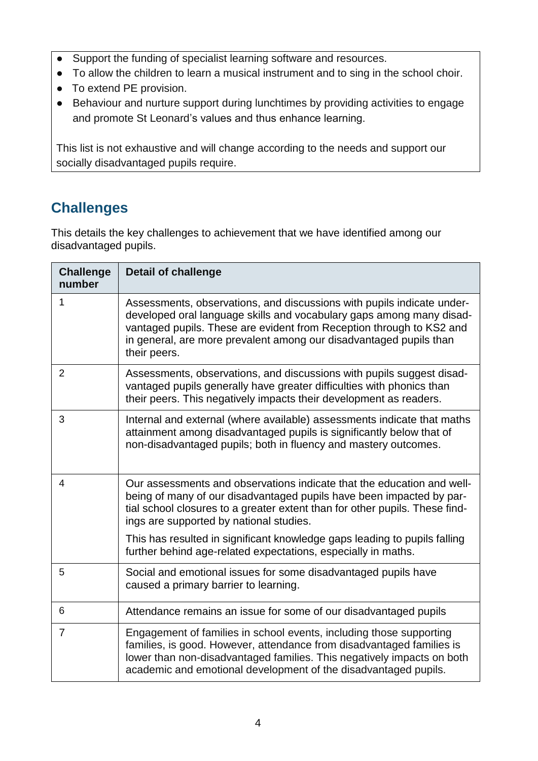- Support the funding of specialist learning software and resources.
- To allow the children to learn a musical instrument and to sing in the school choir.
- To extend PE provision.
- Behaviour and nurture support during lunchtimes by providing activities to engage and promote St Leonard's values and thus enhance learning.

This list is not exhaustive and will change according to the needs and support our socially disadvantaged pupils require.

## Challenges

This details the key challenges to achievement that we have identified among our disadvantaged pupils.

| Challenge number | Detail of challenge |
|---|---|
| 1 | Assessments, observations, and discussions with pupils indicate under-developed oral language skills and vocabulary gaps among many disadvantaged pupils. These are evident from Reception through to KS2 and in general, are more prevalent among our disadvantaged pupils than their peers. |
| 2 | Assessments, observations, and discussions with pupils suggest disadvantaged pupils generally have greater difficulties with phonics than their peers. This negatively impacts their development as readers. |
| 3 | Internal and external (where available) assessments indicate that maths attainment among disadvantaged pupils is significantly below that of non-disadvantaged pupils; both in fluency and mastery outcomes. |
| 4 | Our assessments and observations indicate that the education and well-being of many of our disadvantaged pupils have been impacted by partial school closures to a greater extent than for other pupils. These findings are supported by national studies.<br><br>This has resulted in significant knowledge gaps leading to pupils falling further behind age-related expectations, especially in maths. |
| 5 | Social and emotional issues for some disadvantaged pupils have caused a primary barrier to learning. |
| 6 | Attendance remains an issue for some of our disadvantaged pupils |
| 7 | Engagement of families in school events, including those supporting families, is good. However, attendance from disadvantaged families is lower than non-disadvantaged families. This negatively impacts on both academic and emotional development of the disadvantaged pupils. |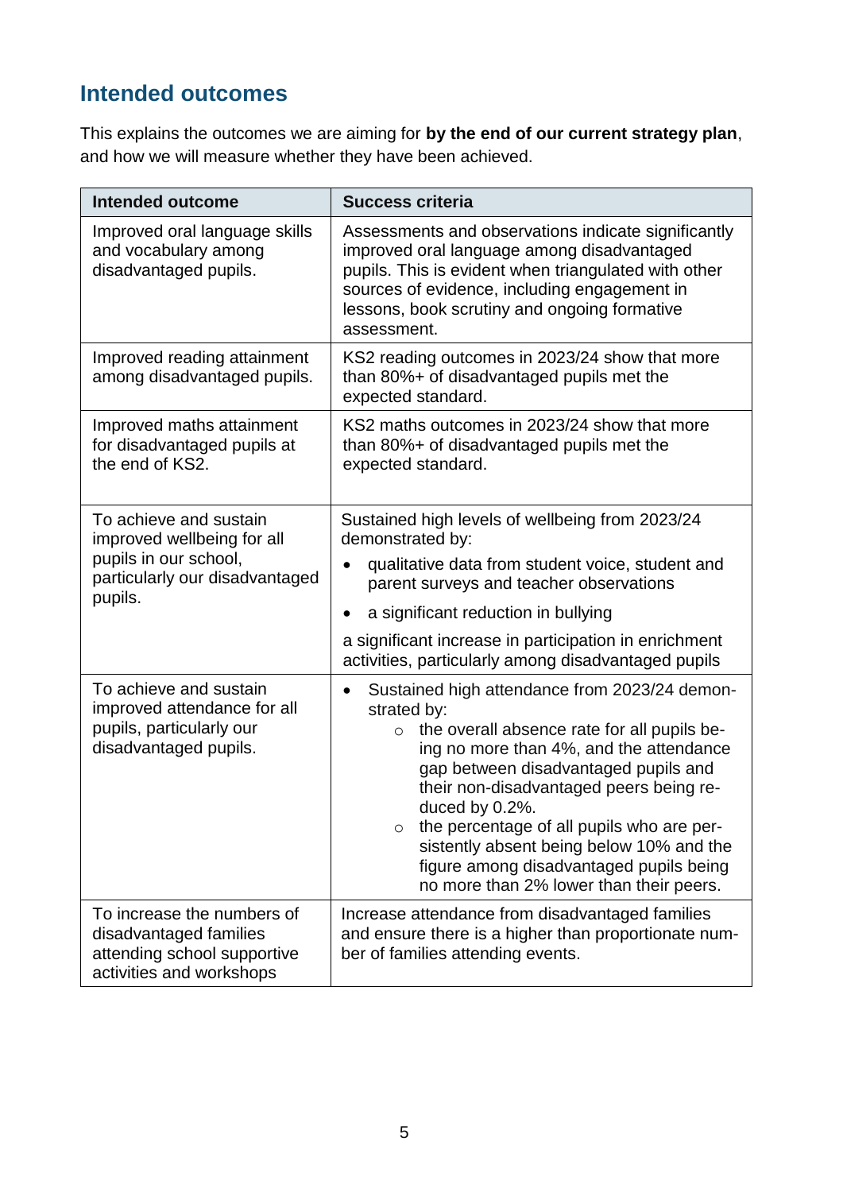## Intended outcomes

This explains the outcomes we are aiming for **by the end of our current strategy plan**, and how we will measure whether they have been achieved.

| Intended outcome | Success criteria |
|---|---|
| Improved oral language skills and vocabulary among disadvantaged pupils. | Assessments and observations indicate significantly improved oral language among disadvantaged pupils. This is evident when triangulated with other sources of evidence, including engagement in lessons, book scrutiny and ongoing formative assessment. |
| Improved reading attainment among disadvantaged pupils. | KS2 reading outcomes in 2023/24 show that more than 80%+ of disadvantaged pupils met the expected standard. |
| Improved maths attainment for disadvantaged pupils at the end of KS2. | KS2 maths outcomes in 2023/24 show that more than 80%+ of disadvantaged pupils met the expected standard. |
| To achieve and sustain improved wellbeing for all pupils in our school, particularly our disadvantaged pupils. | Sustained high levels of wellbeing from 2023/24 demonstrated by:<br>• qualitative data from student voice, student and parent surveys and teacher observations<br>• a significant reduction in bullying<br>a significant increase in participation in enrichment activities, particularly among disadvantaged pupils |
| To achieve and sustain improved attendance for all pupils, particularly our disadvantaged pupils. | • Sustained high attendance from 2023/24 demonstrated by:<br>  ○ the overall absence rate for all pupils being no more than 4%, and the attendance gap between disadvantaged pupils and their non-disadvantaged peers being reduced by 0.2%.<br>  ○ the percentage of all pupils who are persistently absent being below 10% and the figure among disadvantaged pupils being no more than 2% lower than their peers. |
| To increase the numbers of disadvantaged families attending school supportive activities and workshops | Increase attendance from disadvantaged families and ensure there is a higher than proportionate number of families attending events. |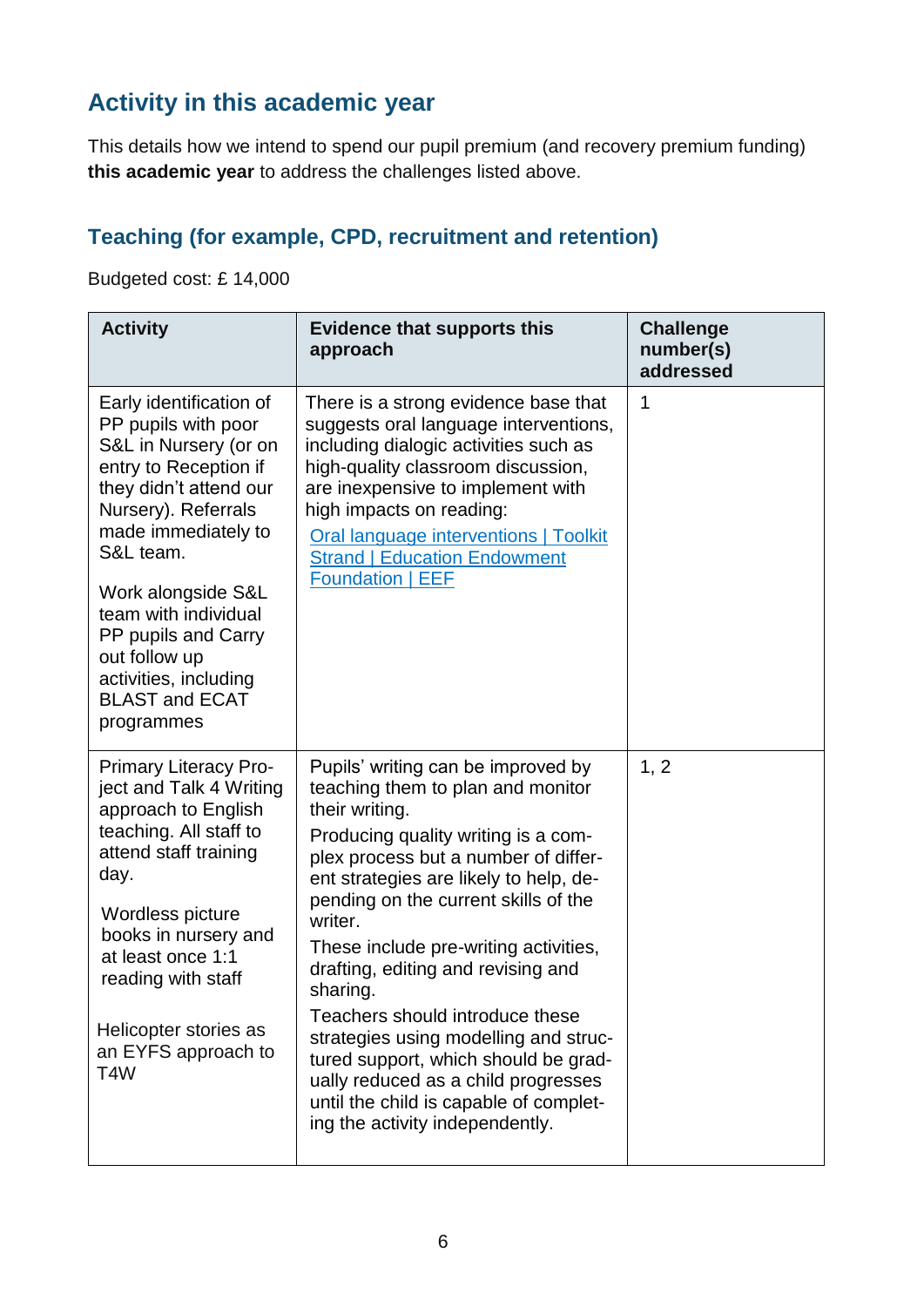## Activity in this academic year

This details how we intend to spend our pupil premium (and recovery premium funding) **this academic year** to address the challenges listed above.

### Teaching (for example, CPD, recruitment and retention)

Budgeted cost: £ 14,000

| Activity | Evidence that supports this approach | Challenge number(s) addressed |
|---|---|---|
| Early identification of PP pupils with poor S&L in Nursery (or on entry to Reception if they didn't attend our Nursery). Referrals made immediately to S&L team.<br><br>Work alongside S&L team with individual PP pupils and Carry out follow up activities, including BLAST and ECAT programmes | There is a strong evidence base that suggests oral language interventions, including dialogic activities such as high-quality classroom discussion, are inexpensive to implement with high impacts on reading:<br>[Oral language interventions \| Toolkit Strand \| Education Endowment Foundation \| EEF] | 1 |
| Primary Literacy Project and Talk 4 Writing approach to English teaching. All staff to attend staff training day.<br><br>Wordless picture books in nursery and at least once 1:1 reading with staff<br><br>Helicopter stories as an EYFS approach to T4W | Pupils' writing can be improved by teaching them to plan and monitor their writing.<br>Producing quality writing is a complex process but a number of different strategies are likely to help, depending on the current skills of the writer.<br>These include pre-writing activities, drafting, editing and revising and sharing.<br>Teachers should introduce these strategies using modelling and structured support, which should be gradually reduced as a child progresses until the child is capable of completing the activity independently. | 1, 2 |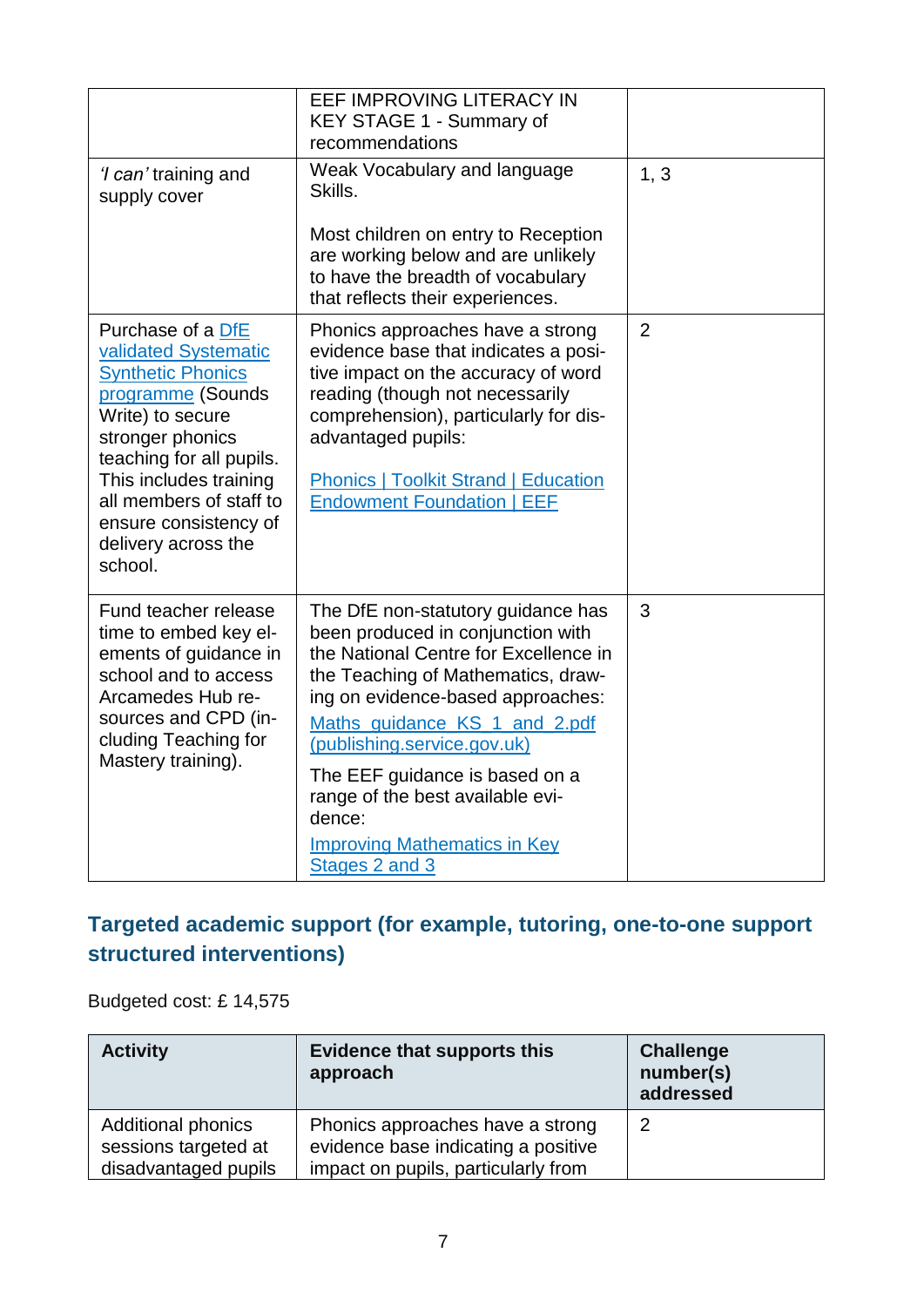| | | |
|---|---|---|
| | EEF IMPROVING LITERACY IN KEY STAGE 1 - Summary of recommendations | |
| *'I can'* training and supply cover | Weak Vocabulary and language Skills.<br><br>Most children on entry to Reception are working below and are unlikely to have the breadth of vocabulary that reflects their experiences. | 1, 3 |
| Purchase of a DfE validated Systematic Synthetic Phonics programme (Sounds Write) to secure stronger phonics teaching for all pupils. This includes training all members of staff to ensure consistency of delivery across the school. | Phonics approaches have a strong evidence base that indicates a positive impact on the accuracy of word reading (though not necessarily comprehension), particularly for disadvantaged pupils:<br><br>Phonics \| Toolkit Strand \| Education Endowment Foundation \| EEF | 2 |
| Fund teacher release time to embed key elements of guidance in school and to access Arcamedes Hub resources and CPD (including Teaching for Mastery training). | The DfE non-statutory guidance has been produced in conjunction with the National Centre for Excellence in the Teaching of Mathematics, drawing on evidence-based approaches:<br>Maths_guidance_KS_1_and_2.pdf (publishing.service.gov.uk)<br>The EEF guidance is based on a range of the best available evidence:<br>Improving Mathematics in Key Stages 2 and 3 | 3 |

## Targeted academic support (for example, tutoring, one-to-one support structured interventions)

Budgeted cost: £ 14,575

| Activity | Evidence that supports this approach | Challenge number(s) addressed |
|---|---|---|
| Additional phonics sessions targeted at disadvantaged pupils | Phonics approaches have a strong evidence base indicating a positive impact on pupils, particularly from | 2 |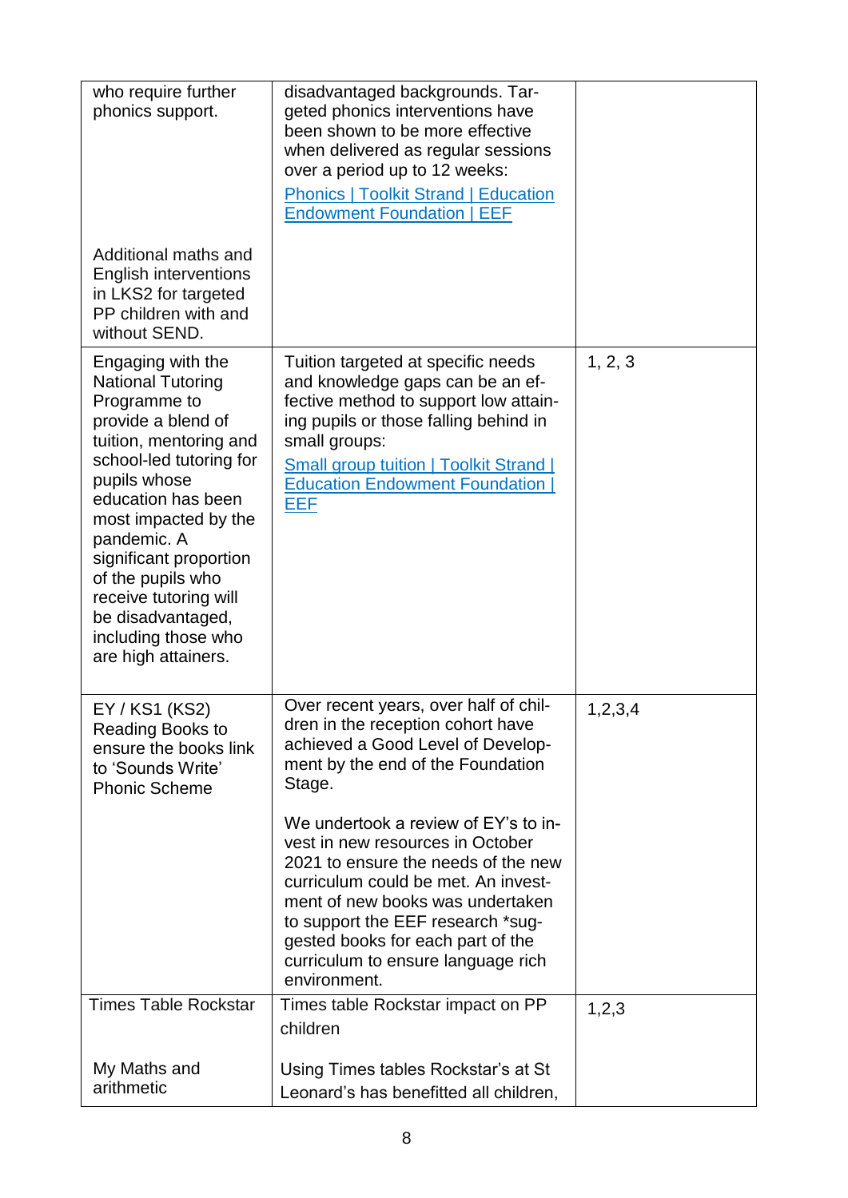| | | |
|---|---|---|
| who require further phonics support.<br><br>Additional maths and English interventions in LKS2 for targeted PP children with and without SEND. | disadvantaged backgrounds. Targeted phonics interventions have been shown to be more effective when delivered as regular sessions over a period up to 12 weeks:<br>[Phonics \| Toolkit Strand \| Education Endowment Foundation \| EEF]() | |
| Engaging with the National Tutoring Programme to provide a blend of tuition, mentoring and school-led tutoring for pupils whose education has been most impacted by the pandemic. A significant proportion of the pupils who receive tutoring will be disadvantaged, including those who are high attainers. | Tuition targeted at specific needs and knowledge gaps can be an effective method to support low attaining pupils or those falling behind in small groups:<br>[Small group tuition \| Toolkit Strand \| Education Endowment Foundation \| EEF]() | 1, 2, 3 |
| EY / KS1 (KS2) Reading Books to ensure the books link to 'Sounds Write' Phonic Scheme | Over recent years, over half of children in the reception cohort have achieved a Good Level of Development by the end of the Foundation Stage.<br><br>We undertook a review of EY's to invest in new resources in October 2021 to ensure the needs of the new curriculum could be met. An investment of new books was undertaken to support the EEF research *suggested books for each part of the curriculum to ensure language rich environment. | 1,2,3,4 |
| Times Table Rockstar<br><br>My Maths and arithmetic | Times table Rockstar impact on PP children<br><br>Using Times tables Rockstar's at St Leonard's has benefitted all children, | 1,2,3 |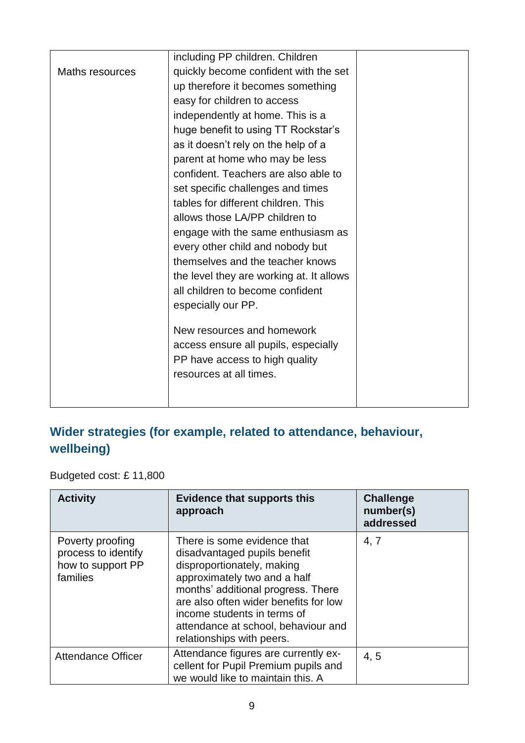| | | |
|---|---|---|
| Maths resources | including PP children. Children quickly become confident with the set up therefore it becomes something easy for children to access independently at home. This is a huge benefit to using TT Rockstar's as it doesn't rely on the help of a parent at home who may be less confident. Teachers are also able to set specific challenges and times tables for different children. This allows those LA/PP children to engage with the same enthusiasm as every other child and nobody but themselves and the teacher knows the level they are working at. It allows all children to become confident especially our PP.<br><br>New resources and homework access ensure all pupils, especially PP have access to high quality resources at all times. | |

## Wider strategies (for example, related to attendance, behaviour, wellbeing)

Budgeted cost: £ 11,800

| Activity | Evidence that supports this approach | Challenge number(s) addressed |
|---|---|---|
| Poverty proofing process to identify how to support PP families | There is some evidence that disadvantaged pupils benefit disproportionately, making approximately two and a half months' additional progress. There are also often wider benefits for low income students in terms of attendance at school, behaviour and relationships with peers. | 4, 7 |
| Attendance Officer | Attendance figures are currently ex-cellent for Pupil Premium pupils and we would like to maintain this. A | 4, 5 |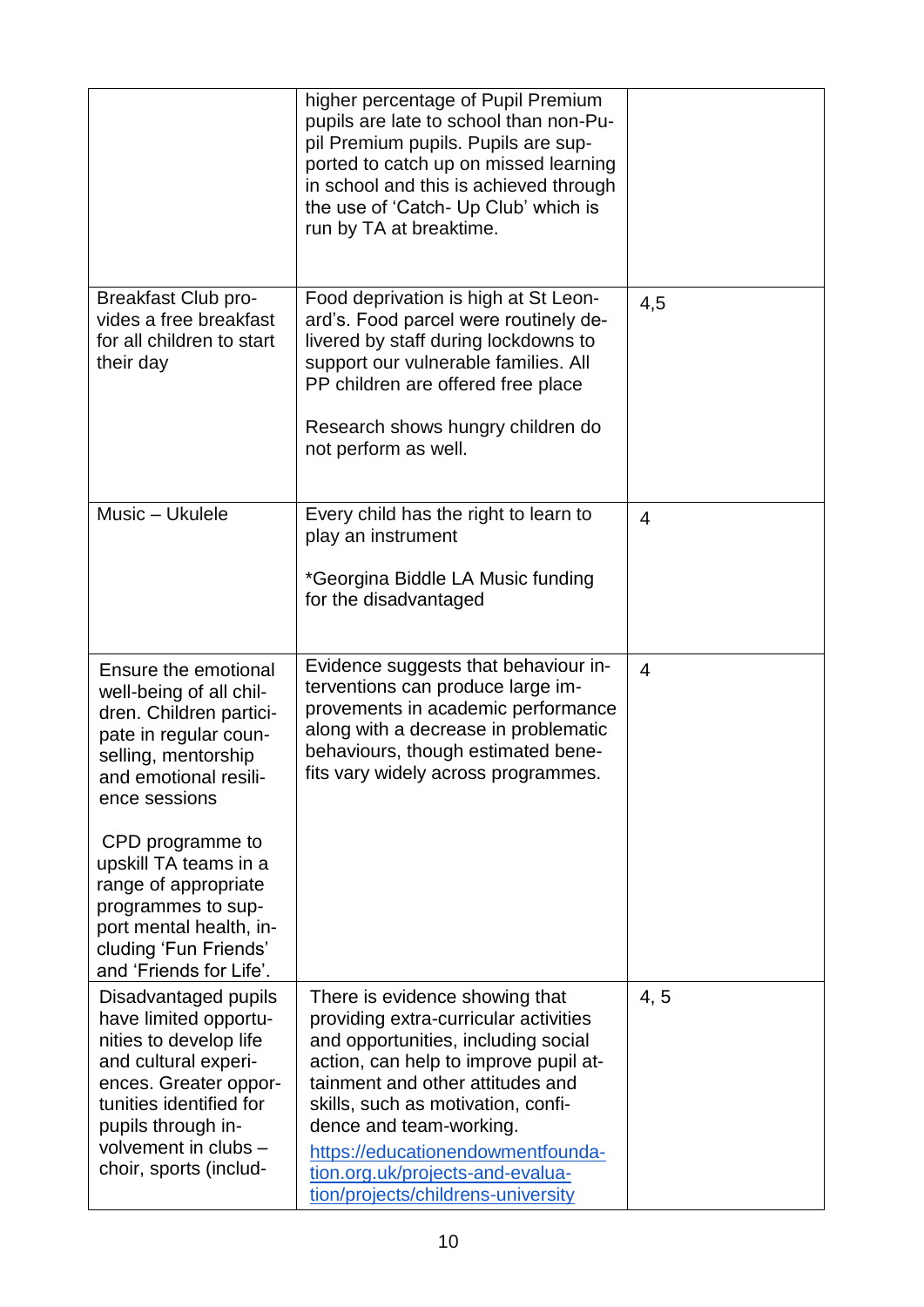| | | |
|---|---|---|
| | higher percentage of Pupil Premium pupils are late to school than non-Pupil Premium pupils. Pupils are supported to catch up on missed learning in school and this is achieved through the use of 'Catch- Up Club' which is run by TA at breaktime. | |
| Breakfast Club provides a free breakfast for all children to start their day | Food deprivation is high at St Leonard's. Food parcel were routinely delivered by staff during lockdowns to support our vulnerable families. All PP children are offered free place<br><br>Research shows hungry children do not perform as well. | 4,5 |
| Music – Ukulele | Every child has the right to learn to play an instrument<br><br>*Georgina Biddle LA Music funding for the disadvantaged | 4 |
| Ensure the emotional well-being of all children. Children participate in regular counselling, mentorship and emotional resilience sessions<br><br>CPD programme to upskill TA teams in a range of appropriate programmes to support mental health, including 'Fun Friends' and 'Friends for Life'. | Evidence suggests that behaviour interventions can produce large improvements in academic performance along with a decrease in problematic behaviours, though estimated benefits vary widely across programmes. | 4 |
| Disadvantaged pupils have limited opportunities to develop life and cultural experiences. Greater opportunities identified for pupils through involvement in clubs – choir, sports (includ- | There is evidence showing that providing extra-curricular activities and opportunities, including social action, can help to improve pupil attainment and other attitudes and skills, such as motivation, confidence and team-working.<br>https://educationendowmentfoundation.org.uk/projects-and-evaluation/projects/childrens-university | 4, 5 |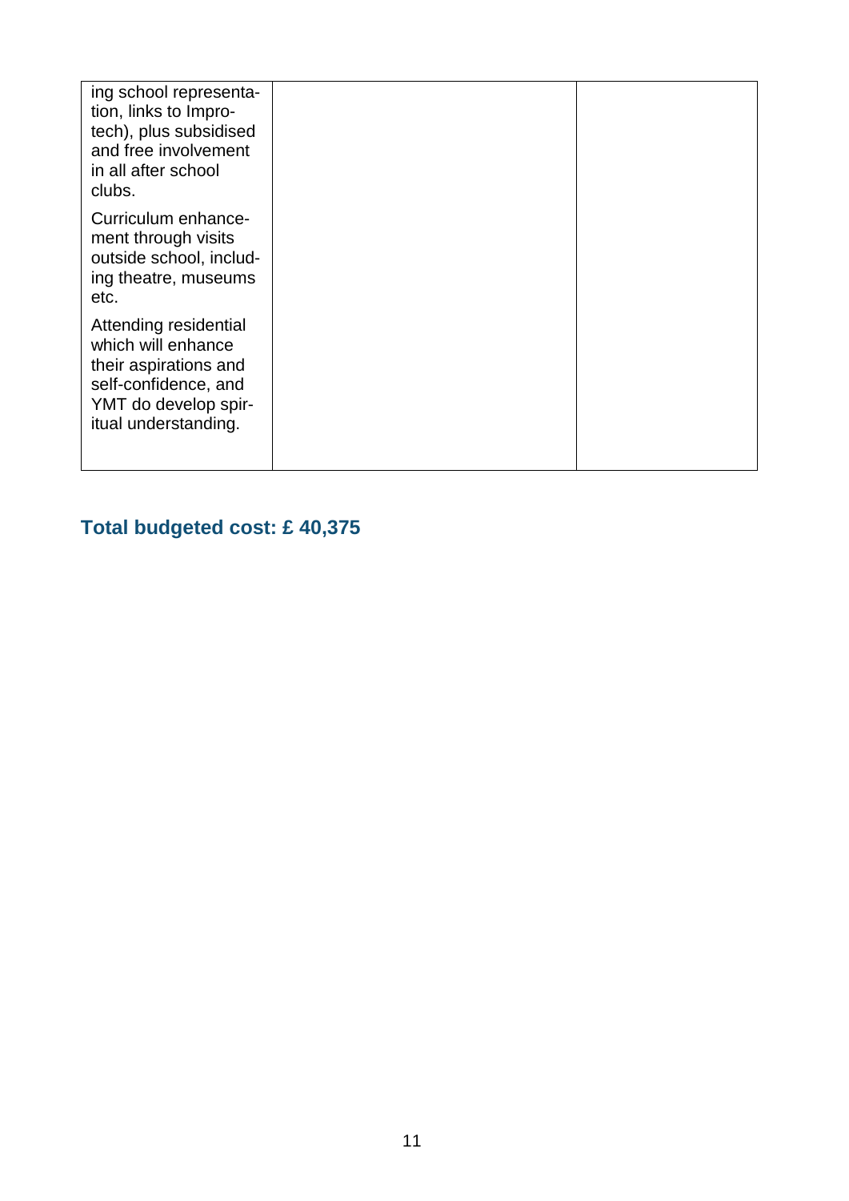| | | |
|---|---|---|
| ing school representation, links to Improtech), plus subsidised and free involvement in all after school clubs.<br><br>Curriculum enhancement through visits outside school, including theatre, museums etc.<br><br>Attending residential which will enhance their aspirations and self-confidence, and YMT do develop spiritual understanding. | | |

## Total budgeted cost: £ 40,375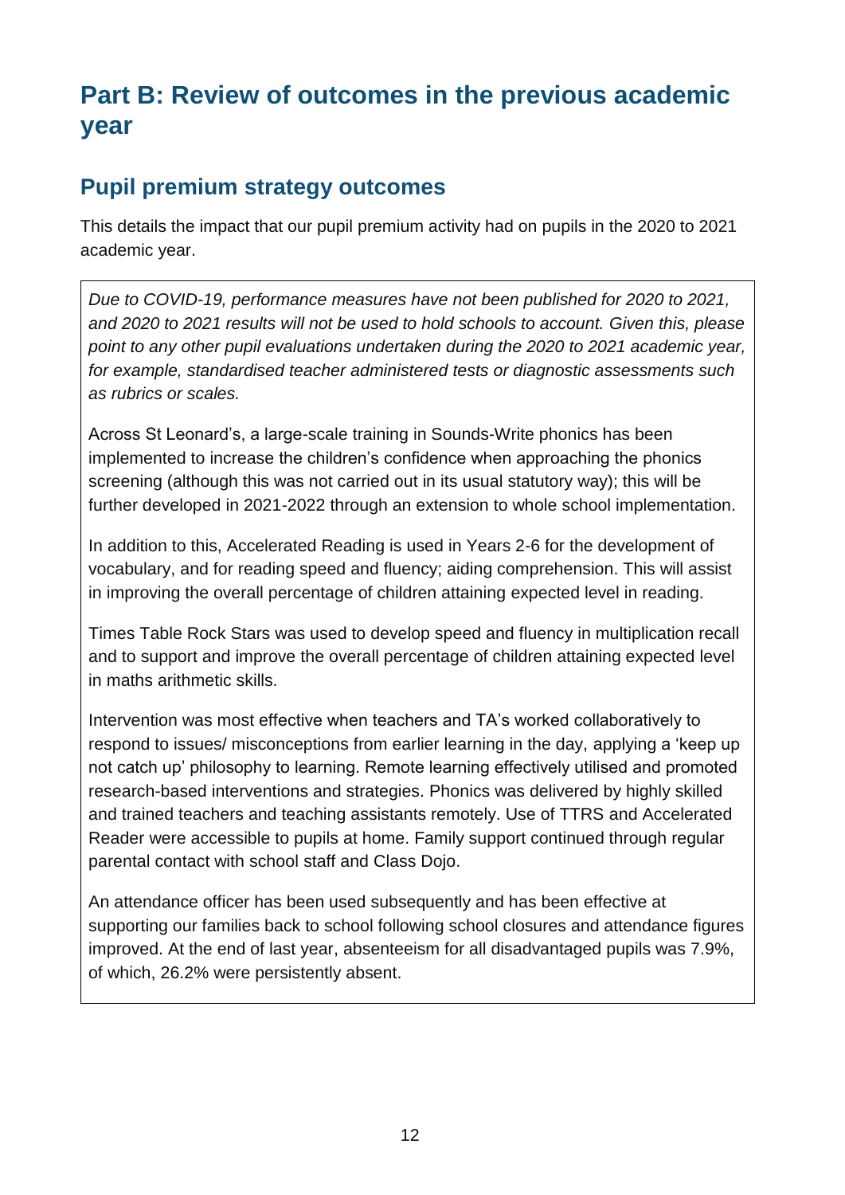# Part B: Review of outcomes in the previous academic year

## Pupil premium strategy outcomes

This details the impact that our pupil premium activity had on pupils in the 2020 to 2021 academic year.

*Due to COVID-19, performance measures have not been published for 2020 to 2021, and 2020 to 2021 results will not be used to hold schools to account. Given this, please point to any other pupil evaluations undertaken during the 2020 to 2021 academic year, for example, standardised teacher administered tests or diagnostic assessments such as rubrics or scales.*

Across St Leonard's, a large-scale training in Sounds-Write phonics has been implemented to increase the children's confidence when approaching the phonics screening (although this was not carried out in its usual statutory way); this will be further developed in 2021-2022 through an extension to whole school implementation.

In addition to this, Accelerated Reading is used in Years 2-6 for the development of vocabulary, and for reading speed and fluency; aiding comprehension. This will assist in improving the overall percentage of children attaining expected level in reading.

Times Table Rock Stars was used to develop speed and fluency in multiplication recall and to support and improve the overall percentage of children attaining expected level in maths arithmetic skills.

Intervention was most effective when teachers and TA's worked collaboratively to respond to issues/ misconceptions from earlier learning in the day, applying a 'keep up not catch up' philosophy to learning. Remote learning effectively utilised and promoted research-based interventions and strategies. Phonics was delivered by highly skilled and trained teachers and teaching assistants remotely. Use of TTRS and Accelerated Reader were accessible to pupils at home. Family support continued through regular parental contact with school staff and Class Dojo.

An attendance officer has been used subsequently and has been effective at supporting our families back to school following school closures and attendance figures improved. At the end of last year, absenteeism for all disadvantaged pupils was 7.9%, of which, 26.2% were persistently absent.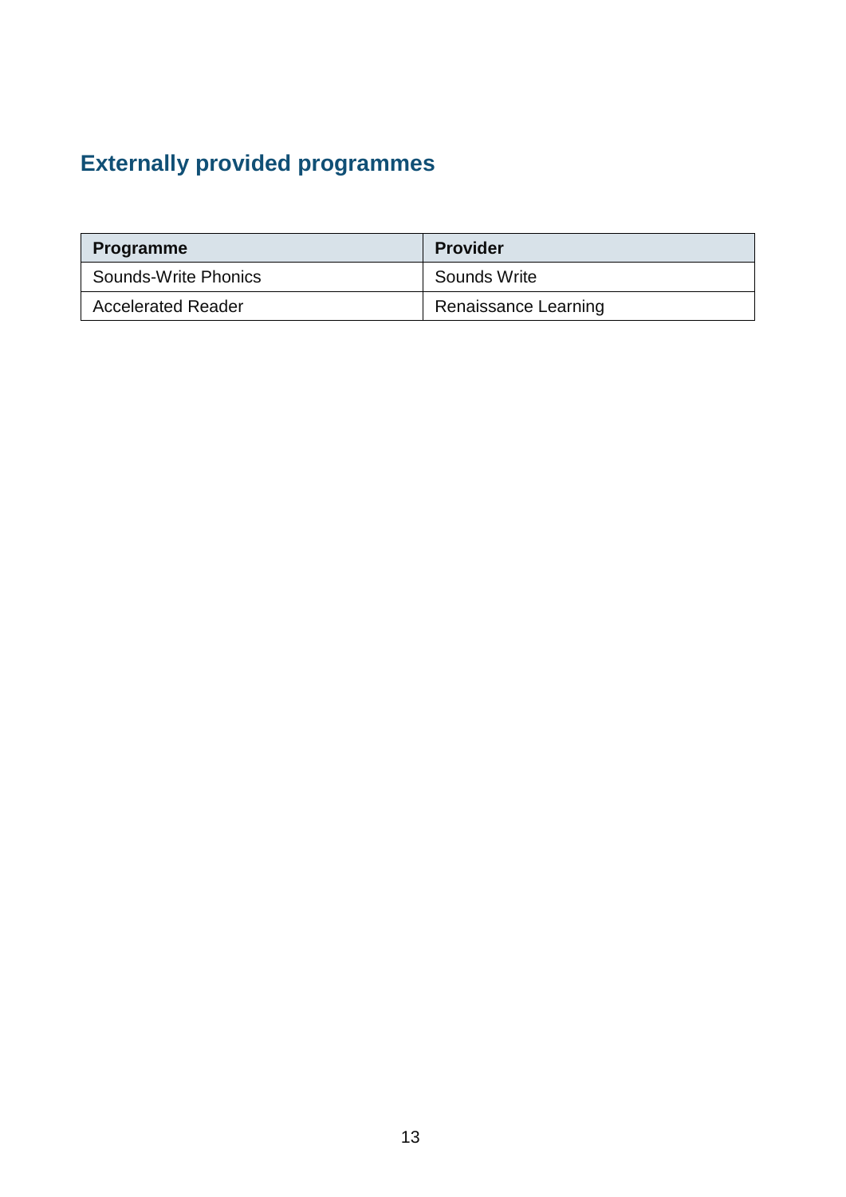## Externally provided programmes

| Programme | Provider |
| --- | --- |
| Sounds-Write Phonics | Sounds Write |
| Accelerated Reader | Renaissance Learning |